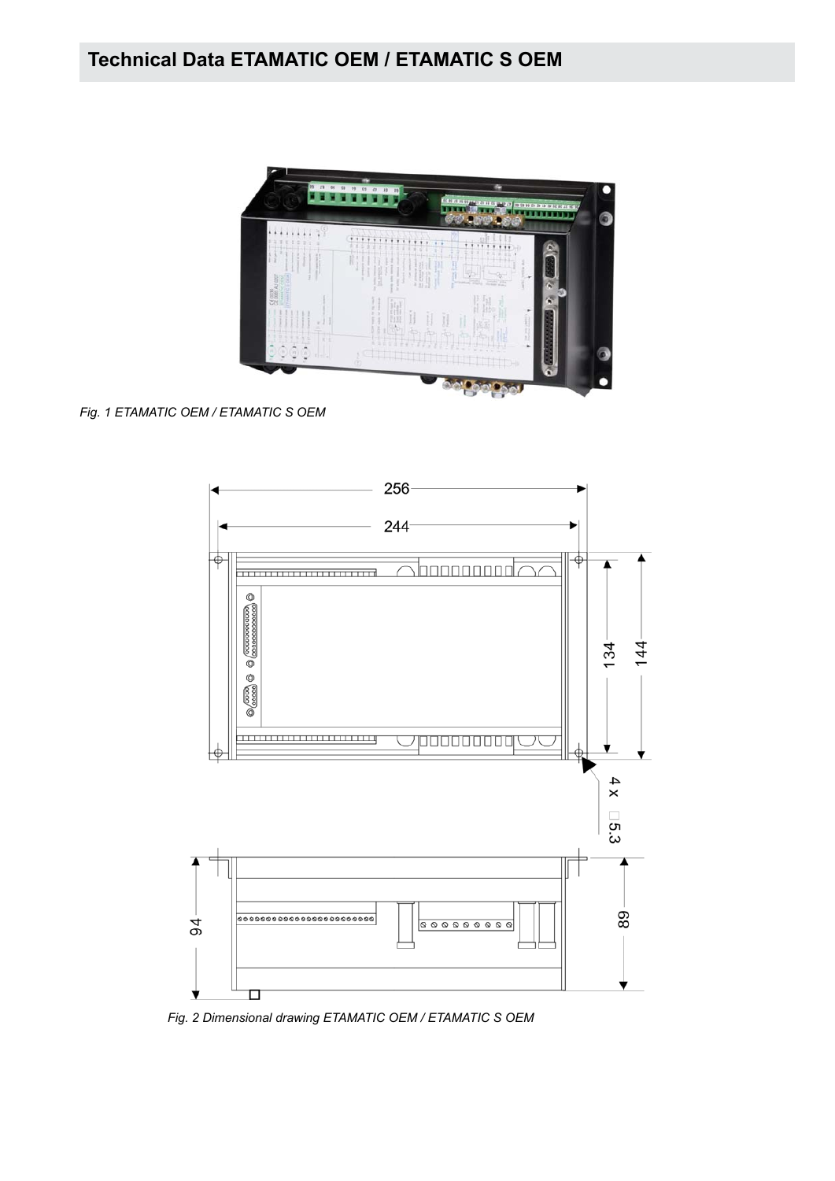## Technical Data ETAMATIC OEM / ETAMATIC S OEM

*Fig. 1 ETAMATIC OEM / ETAMATIC S OEM*

*Fig. 2 Dimensional drawing ETAMATIC OEM / ETAMATIC S OEM*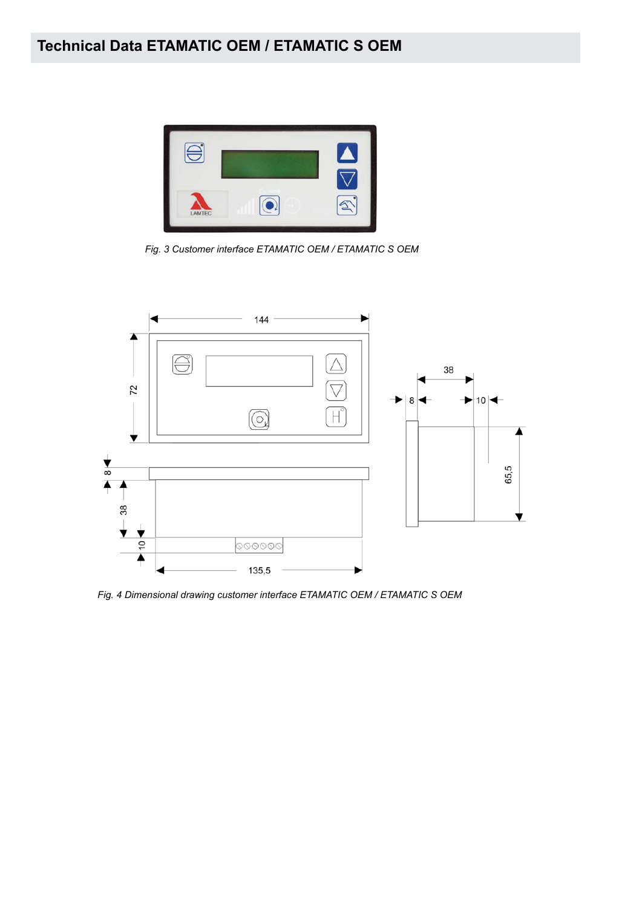# Technical Data ETAMATIC OEM / ETAMATIC S OEM

*Fig. 3 Customer interface ETAMATIC OEM / ETAMATIC S OEM*

*Fig. 4 Dimensional drawing customer interface ETAMATIC OEM / ETAMATIC S OEM*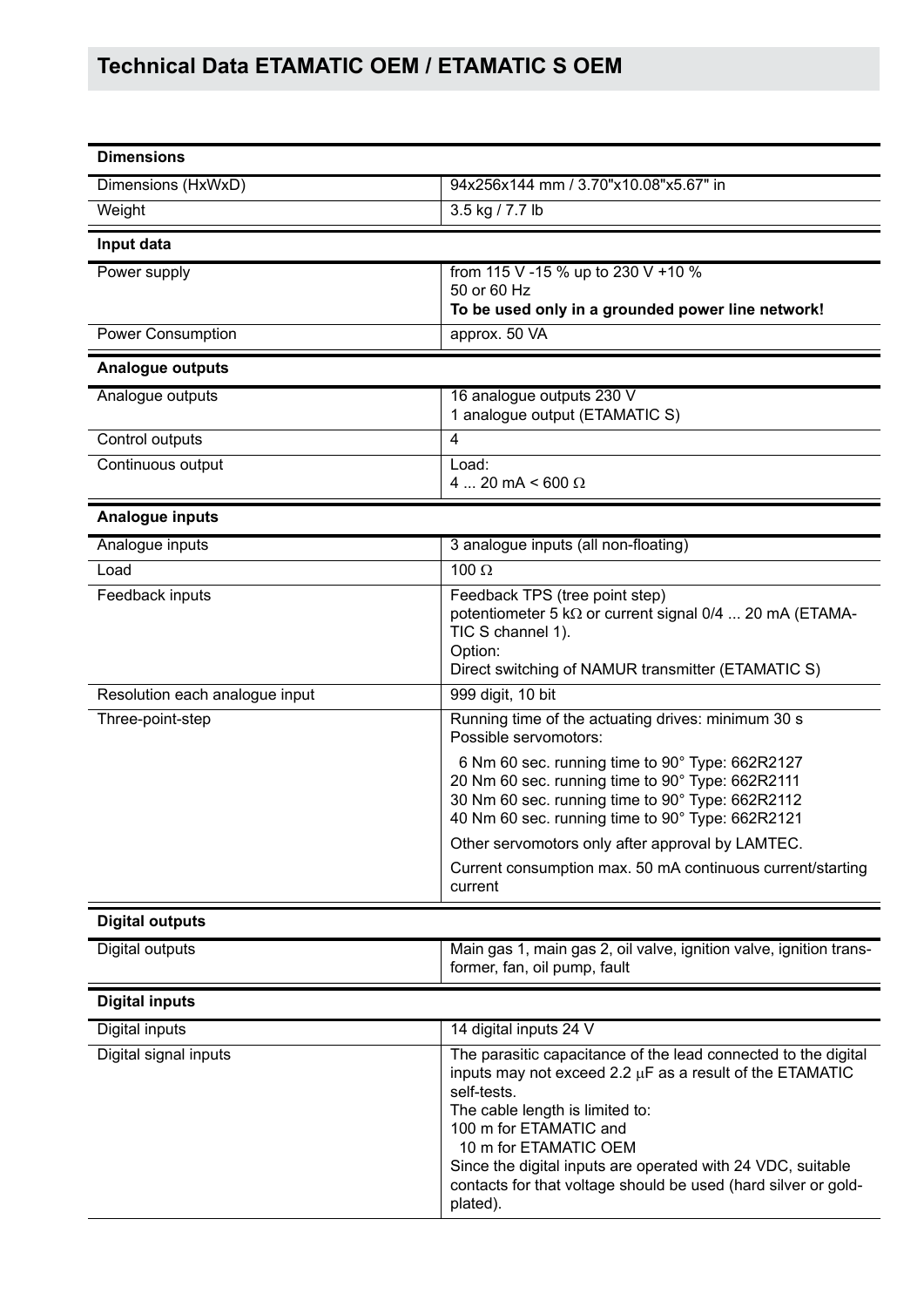## Technical Data ETAMATIC OEM / ETAMATIC S OEM

| **Dimensions** | |
|---|---|
| Dimensions (HxWxD) | 94x256x144 mm / 3.70"x10.08"x5.67" in |
| Weight | 3.5 kg / 7.7 lb |
| **Input data** | |
| Power supply | from 115 V -15 % up to 230 V +10 %<br>50 or 60 Hz<br>**To be used only in a grounded power line network!** |
| Power Consumption | approx. 50 VA |
| **Analogue outputs** | |
| Analogue outputs | 16 analogue outputs 230 V<br>1 analogue output (ETAMATIC S) |
| Control outputs | 4 |
| Continuous output | Load:<br>4 ... 20 mA < 600 Ω |
| **Analogue inputs** | |
| Analogue inputs | 3 analogue inputs (all non-floating) |
| Load | 100 Ω |
| Feedback inputs | Feedback TPS (tree point step)<br>potentiometer 5 kΩ or current signal 0/4 ... 20 mA (ETAMATIC S channel 1).<br>Option:<br>Direct switching of NAMUR transmitter (ETAMATIC S) |
| Resolution each analogue input | 999 digit, 10 bit |
| Three-point-step | Running time of the actuating drives: minimum 30 s<br>Possible servomotors:<br>6 Nm 60 sec. running time to 90° Type: 662R2127<br>20 Nm 60 sec. running time to 90° Type: 662R2111<br>30 Nm 60 sec. running time to 90° Type: 662R2112<br>40 Nm 60 sec. running time to 90° Type: 662R2121<br>Other servomotors only after approval by LAMTEC.<br>Current consumption max. 50 mA continuous current/starting current |
| **Digital outputs** | |
| Digital outputs | Main gas 1, main gas 2, oil valve, ignition valve, ignition transformer, fan, oil pump, fault |
| **Digital inputs** | |
| Digital inputs | 14 digital inputs 24 V |
| Digital signal inputs | The parasitic capacitance of the lead connected to the digital inputs may not exceed 2.2 μF as a result of the ETAMATIC self-tests.<br>The cable length is limited to:<br>100 m for ETAMATIC and<br>10 m for ETAMATIC OEM<br>Since the digital inputs are operated with 24 VDC, suitable contacts for that voltage should be used (hard silver or gold-plated). |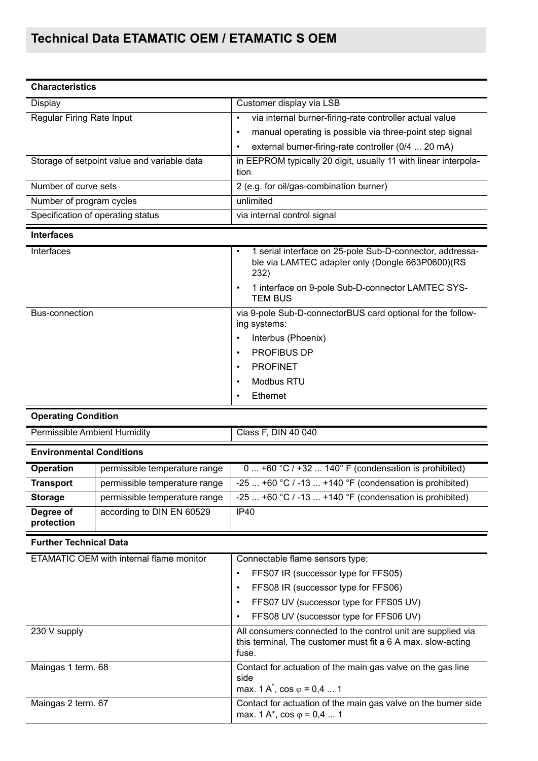## Technical Data ETAMATIC OEM / ETAMATIC S OEM

| **Characteristics** | |
|---|---|
| Display | Customer display via LSB |
| Regular Firing Rate Input | • via internal burner-firing-rate controller actual value<br>• manual operating is possible via three-point step signal<br>• external burner-firing-rate controller (0/4 ... 20 mA) |
| Storage of setpoint value and variable data | in EEPROM typically 20 digit, usually 11 with linear interpolation |
| Number of curve sets | 2 (e.g. for oil/gas-combination burner) |
| Number of program cycles | unlimited |
| Specification of operating status | via internal control signal |

| **Interfaces** | |
|---|---|
| Interfaces | • 1 serial interface on 25-pole Sub-D-connector, addressable via LAMTEC adapter only (Dongle 663P0600)(RS 232)<br>• 1 interface on 9-pole Sub-D-connector LAMTEC SYSTEM BUS |
| Bus-connection | via 9-pole Sub-D-connectorBUS card optional for the following systems:<br>• Interbus (Phoenix)<br>• PROFIBUS DP<br>• PROFINET<br>• Modbus RTU<br>• Ethernet |

| **Operating Condition** | |
|---|---|
| Permissible Ambient Humidity | Class F, DIN 40 040 |

| **Environmental Conditions** | | |
|---|---|---|
| **Operation** | permissible temperature range | 0 ... +60 °C / +32 ... 140° F (condensation is prohibited) |
| **Transport** | permissible temperature range | -25 ... +60 °C / -13 ... +140 °F (condensation is prohibited) |
| **Storage** | permissible temperature range | -25 ... +60 °C / -13 ... +140 °F (condensation is prohibited) |
| **Degree of protection** | according to DIN EN 60529 | IP40 |

| **Further Technical Data** | |
|---|---|
| ETAMATIC OEM with internal flame monitor | Connectable flame sensors type:<br>• FFS07 IR (successor type for FFS05)<br>• FFS08 IR (successor type for FFS06)<br>• FFS07 UV (successor type for FFS05 UV)<br>• FFS08 UV (successor type for FFS06 UV) |
| 230 V supply | All consumers connected to the control unit are supplied via this terminal. The customer must fit a 6 A max. slow-acting fuse. |
| Maingas 1 term. 68 | Contact for actuation of the main gas valve on the gas line side<br>max. 1 A*, cos φ = 0,4 ... 1 |
| Maingas 2 term. 67 | Contact for actuation of the main gas valve on the burner side<br>max. 1 A*, cos φ = 0,4 ... 1 |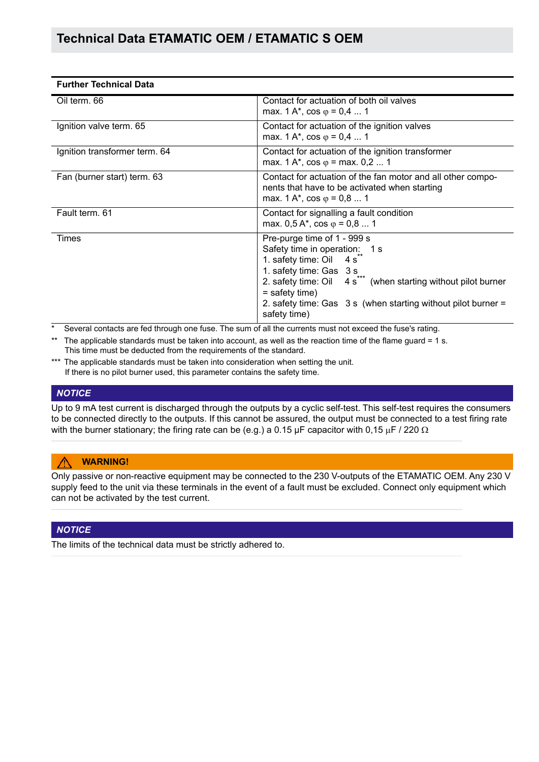# Technical Data ETAMATIC OEM / ETAMATIC S OEM

| Further Technical Data | |
|---|---|
| Oil term. 66 | Contact for actuation of both oil valves<br>max. 1 A*, cos φ = 0,4 ... 1 |
| Ignition valve term. 65 | Contact for actuation of the ignition valves<br>max. 1 A*, cos φ = 0,4 ... 1 |
| Ignition transformer term. 64 | Contact for actuation of the ignition transformer<br>max. 1 A*, cos φ = max. 0,2 ... 1 |
| Fan (burner start) term. 63 | Contact for actuation of the fan motor and all other components that have to be activated when starting<br>max. 1 A*, cos φ = 0,8 ... 1 |
| Fault term. 61 | Contact for signalling a fault condition<br>max. 0,5 A*, cos φ = 0,8 ... 1 |
| Times | Pre-purge time of 1 - 999 s<br>Safety time in operation: 1 s<br>1. safety time: Oil 4 s**<br>1. safety time: Gas 3 s<br>2. safety time: Oil 4 s*** (when starting without pilot burner = safety time)<br>2. safety time: Gas 3 s (when starting without pilot burner = safety time) |

\* Several contacts are fed through one fuse. The sum of all the currents must not exceed the fuse's rating.

\*\* The applicable standards must be taken into account, as well as the reaction time of the flame guard = 1 s. This time must be deducted from the requirements of the standard.

\*\*\* The applicable standards must be taken into consideration when setting the unit. If there is no pilot burner used, this parameter contains the safety time.

***NOTICE***

Up to 9 mA test current is discharged through the outputs by a cyclic self-test. This self-test requires the consumers to be connected directly to the outputs. If this cannot be assured, the output must be connected to a test firing rate with the burner stationary; the firing rate can be (e.g.) a 0.15 µF capacitor with 0,15 µF / 220 Ω

**⚠ WARNING!**

Only passive or non-reactive equipment may be connected to the 230 V-outputs of the ETAMATIC OEM. Any 230 V supply feed to the unit via these terminals in the event of a fault must be excluded. Connect only equipment which can not be activated by the test current.

***NOTICE***

The limits of the technical data must be strictly adhered to.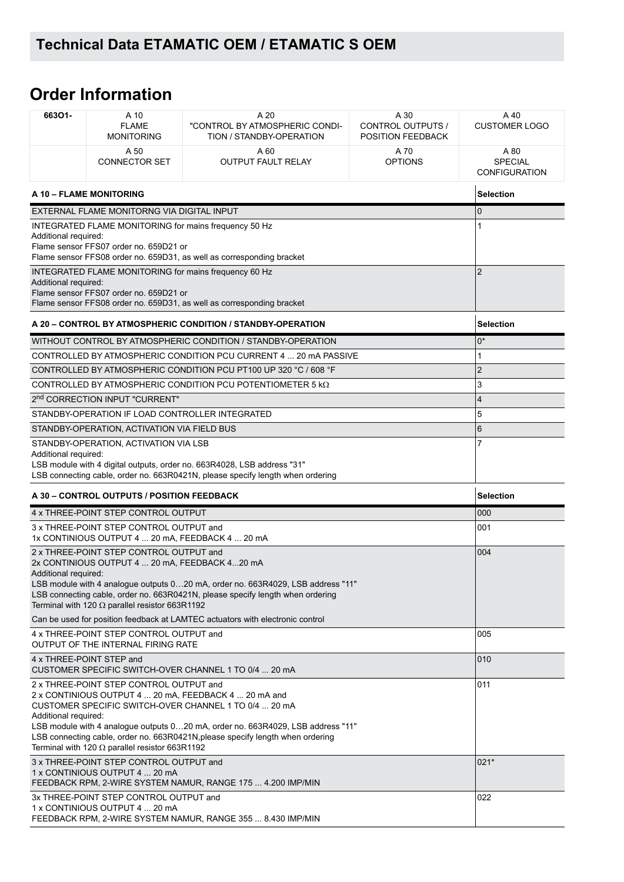## Technical Data ETAMATIC OEM / ETAMATIC S OEM

# Order Information

| 663O1- | A 10<br>FLAME<br>MONITORING | A 20<br>"CONTROL BY ATMOSPHERIC CONDI-<br>TION / STANDBY-OPERATION | A 30<br>CONTROL OUTPUTS /<br>POSITION FEEDBACK | A 40<br>CUSTOMER LOGO |
|---|---|---|---|---|
| | A 50<br>CONNECTOR SET | A 60<br>OUTPUT FAULT RELAY | A 70<br>OPTIONS | A 80<br>SPECIAL<br>CONFIGURATION |

| A 10 – FLAME MONITORING | Selection |
|---|---|
| EXTERNAL FLAME MONITORNG VIA DIGITAL INPUT | 0 |
| INTEGRATED FLAME MONITORING for mains frequency 50 Hz<br>Additional required:<br>Flame sensor FFS07 order no. 659D21 or<br>Flame sensor FFS08 order no. 659D31, as well as corresponding bracket | 1 |
| INTEGRATED FLAME MONITORING for mains frequency 60 Hz<br>Additional required:<br>Flame sensor FFS07 order no. 659D21 or<br>Flame sensor FFS08 order no. 659D31, as well as corresponding bracket | 2 |

| A 20 – CONTROL BY ATMOSPHERIC CONDITION / STANDBY-OPERATION | Selection |
|---|---|
| WITHOUT CONTROL BY ATMOSPHERIC CONDITION / STANDBY-OPERATION | 0* |
| CONTROLLED BY ATMOSPHERIC CONDITION PCU CURRENT 4 ... 20 mA PASSIVE | 1 |
| CONTROLLED BY ATMOSPHERIC CONDITION PCU PT100 UP 320 °C / 608 °F | 2 |
| CONTROLLED BY ATMOSPHERIC CONDITION PCU POTENTIOMETER 5 kΩ | 3 |
| 2nd CORRECTION INPUT "CURRENT" | 4 |
| STANDBY-OPERATION IF LOAD CONTROLLER INTEGRATED | 5 |
| STANDBY-OPERATION, ACTIVATION VIA FIELD BUS | 6 |
| STANDBY-OPERATION, ACTIVATION VIA LSB<br>Additional required:<br>LSB module with 4 digital outputs, order no. 663R4028, LSB address "31"<br>LSB connecting cable, order no. 663R0421N, please specify length when ordering | 7 |

| A 30 – CONTROL OUTPUTS / POSITION FEEDBACK | Selection |
|---|---|
| 4 x THREE-POINT STEP CONTROL OUTPUT | 000 |
| 3 x THREE-POINT STEP CONTROL OUTPUT and<br>1x CONTINIOUS OUTPUT 4 ... 20 mA, FEEDBACK 4 ... 20 mA | 001 |
| 2 x THREE-POINT STEP CONTROL OUTPUT and<br>2x CONTINIOUS OUTPUT 4 ... 20 mA, FEEDBACK 4...20 mA<br>Additional required:<br>LSB module with 4 analogue outputs 0…20 mA, order no. 663R4029, LSB address "11"<br>LSB connecting cable, order no. 663R0421N, please specify length when ordering<br>Terminal with 120 Ω parallel resistor 663R1192<br>Can be used for position feedback at LAMTEC actuators with electronic control | 004 |
| 4 x THREE-POINT STEP CONTROL OUTPUT and<br>OUTPUT OF THE INTERNAL FIRING RATE | 005 |
| 4 x THREE-POINT STEP and<br>CUSTOMER SPECIFIC SWITCH-OVER CHANNEL 1 TO 0/4 ... 20 mA | 010 |
| 2 x THREE-POINT STEP CONTROL OUTPUT and<br>2 x CONTINIOUS OUTPUT 4 ... 20 mA, FEEDBACK 4 ... 20 mA and<br>CUSTOMER SPECIFIC SWITCH-OVER CHANNEL 1 TO 0/4 ... 20 mA<br>Additional required:<br>LSB module with 4 analogue outputs 0…20 mA, order no. 663R4029, LSB address "11"<br>LSB connecting cable, order no. 663R0421N,please specify length when ordering<br>Terminal with 120 Ω parallel resistor 663R1192 | 011 |
| 3 x THREE-POINT STEP CONTROL OUTPUT and<br>1 x CONTINIOUS OUTPUT 4 ... 20 mA<br>FEEDBACK RPM, 2-WIRE SYSTEM NAMUR, RANGE 175 ... 4.200 IMP/MIN | 021* |
| 3x THREE-POINT STEP CONTROL OUTPUT and<br>1 x CONTINIOUS OUTPUT 4 ... 20 mA<br>FEEDBACK RPM, 2-WIRE SYSTEM NAMUR, RANGE 355 ... 8.430 IMP/MIN | 022 |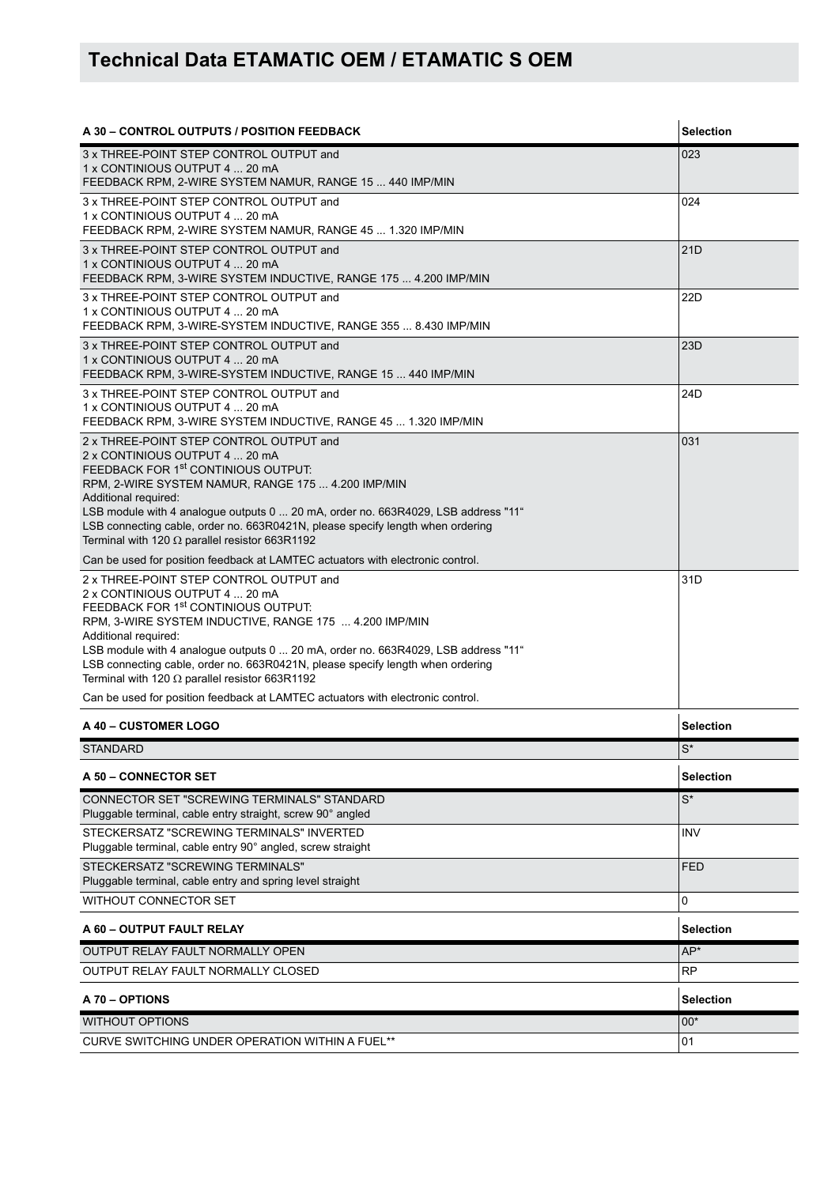# Technical Data ETAMATIC OEM / ETAMATIC S OEM

| A 30 – CONTROL OUTPUTS / POSITION FEEDBACK | Selection |
|---|---|
| 3 x THREE-POINT STEP CONTROL OUTPUT and<br>1 x CONTINIOUS OUTPUT 4 ... 20 mA<br>FEEDBACK RPM, 2-WIRE SYSTEM NAMUR, RANGE 15 ... 440 IMP/MIN | 023 |
| 3 x THREE-POINT STEP CONTROL OUTPUT and<br>1 x CONTINIOUS OUTPUT 4 ... 20 mA<br>FEEDBACK RPM, 2-WIRE SYSTEM NAMUR, RANGE 45 ... 1.320 IMP/MIN | 024 |
| 3 x THREE-POINT STEP CONTROL OUTPUT and<br>1 x CONTINIOUS OUTPUT 4 ... 20 mA<br>FEEDBACK RPM, 3-WIRE SYSTEM INDUCTIVE, RANGE 175 ... 4.200 IMP/MIN | 21D |
| 3 x THREE-POINT STEP CONTROL OUTPUT and<br>1 x CONTINIOUS OUTPUT 4 ... 20 mA<br>FEEDBACK RPM, 3-WIRE-SYSTEM INDUCTIVE, RANGE 355 ... 8.430 IMP/MIN | 22D |
| 3 x THREE-POINT STEP CONTROL OUTPUT and<br>1 x CONTINIOUS OUTPUT 4 ... 20 mA<br>FEEDBACK RPM, 3-WIRE-SYSTEM INDUCTIVE, RANGE 15 ... 440 IMP/MIN | 23D |
| 3 x THREE-POINT STEP CONTROL OUTPUT and<br>1 x CONTINIOUS OUTPUT 4 ... 20 mA<br>FEEDBACK RPM, 3-WIRE SYSTEM INDUCTIVE, RANGE 45 ... 1.320 IMP/MIN | 24D |
| 2 x THREE-POINT STEP CONTROL OUTPUT and<br>2 x CONTINIOUS OUTPUT 4 ... 20 mA<br>FEEDBACK FOR 1st CONTINIOUS OUTPUT:<br>RPM, 2-WIRE SYSTEM NAMUR, RANGE 175 ... 4.200 IMP/MIN<br>Additional required:<br>LSB module with 4 analogue outputs 0 ... 20 mA, order no. 663R4029, LSB address "11"<br>LSB connecting cable, order no. 663R0421N, please specify length when ordering<br>Terminal with 120 Ω parallel resistor 663R1192<br>Can be used for position feedback at LAMTEC actuators with electronic control. | 031 |
| 2 x THREE-POINT STEP CONTROL OUTPUT and<br>2 x CONTINIOUS OUTPUT 4 ... 20 mA<br>FEEDBACK FOR 1st CONTINIOUS OUTPUT:<br>RPM, 3-WIRE SYSTEM INDUCTIVE, RANGE 175 ... 4.200 IMP/MIN<br>Additional required:<br>LSB module with 4 analogue outputs 0 ... 20 mA, order no. 663R4029, LSB address "11"<br>LSB connecting cable, order no. 663R0421N, please specify length when ordering<br>Terminal with 120 Ω parallel resistor 663R1192<br>Can be used for position feedback at LAMTEC actuators with electronic control. | 31D |

| A 40 – CUSTOMER LOGO | Selection |
|---|---|
| STANDARD | S* |

| A 50 – CONNECTOR SET | Selection |
|---|---|
| CONNECTOR SET "SCREWING TERMINALS" STANDARD<br>Pluggable terminal, cable entry straight, screw 90° angled | S* |
| STECKERSATZ "SCREWING TERMINALS" INVERTED<br>Pluggable terminal, cable entry 90° angled, screw straight | INV |
| STECKERSATZ "SCREWING TERMINALS"<br>Pluggable terminal, cable entry and spring level straight | FED |
| WITHOUT CONNECTOR SET | 0 |

| A 60 – OUTPUT FAULT RELAY | Selection |
|---|---|
| OUTPUT RELAY FAULT NORMALLY OPEN | AP* |
| OUTPUT RELAY FAULT NORMALLY CLOSED | RP |

| A 70 – OPTIONS | Selection |
|---|---|
| WITHOUT OPTIONS | 00* |
| CURVE SWITCHING UNDER OPERATION WITHIN A FUEL** | 01 |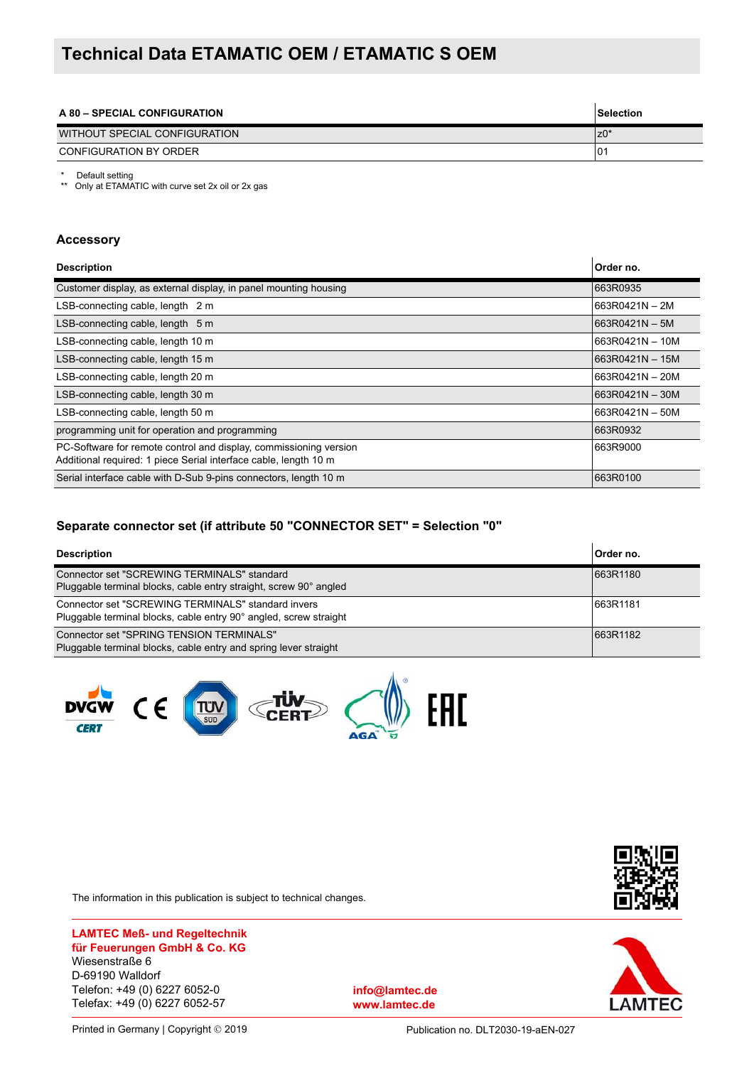# Technical Data ETAMATIC OEM / ETAMATIC S OEM

| A 80 – SPECIAL CONFIGURATION | Selection |
|---|---|
| WITHOUT SPECIAL CONFIGURATION | z0* |
| CONFIGURATION BY ORDER | 01 |

\* Default setting
** Only at ETAMATIC with curve set 2x oil or 2x gas

## Accessory

| Description | Order no. |
|---|---|
| Customer display, as external display, in panel mounting housing | 663R0935 |
| LSB-connecting cable, length 2 m | 663R0421N – 2M |
| LSB-connecting cable, length 5 m | 663R0421N – 5M |
| LSB-connecting cable, length 10 m | 663R0421N – 10M |
| LSB-connecting cable, length 15 m | 663R0421N – 15M |
| LSB-connecting cable, length 20 m | 663R0421N – 20M |
| LSB-connecting cable, length 30 m | 663R0421N – 30M |
| LSB-connecting cable, length 50 m | 663R0421N – 50M |
| programming unit for operation and programming | 663R0932 |
| PC-Software for remote control and display, commissioning version<br>Additional required: 1 piece Serial interface cable, length 10 m | 663R9000 |
| Serial interface cable with D-Sub 9-pins connectors, length 10 m | 663R0100 |

## Separate connector set (if attribute 50 "CONNECTOR SET" = Selection "0"

| Description | Order no. |
|---|---|
| Connector set "SCREWING TERMINALS" standard<br>Pluggable terminal blocks, cable entry straight, screw 90° angled | 663R1180 |
| Connector set "SCREWING TERMINALS" standard invers<br>Pluggable terminal blocks, cable entry 90° angled, screw straight | 663R1181 |
| Connector set "SPRING TENSION TERMINALS"<br>Pluggable terminal blocks, cable entry and spring lever straight | 663R1182 |

The information in this publication is subject to technical changes.

**LAMTEC Meß- und Regeltechnik**
**für Feuerungen GmbH & Co. KG**
Wiesenstraße 6
D-69190 Walldorf
Telefon: +49 (0) 6227 6052-0
Telefax: +49 (0) 6227 6052-57

**info@lamtec.de**
**www.lamtec.de**

Printed in Germany | Copyright © 2019

Publication no. DLT2030-19-aEN-027